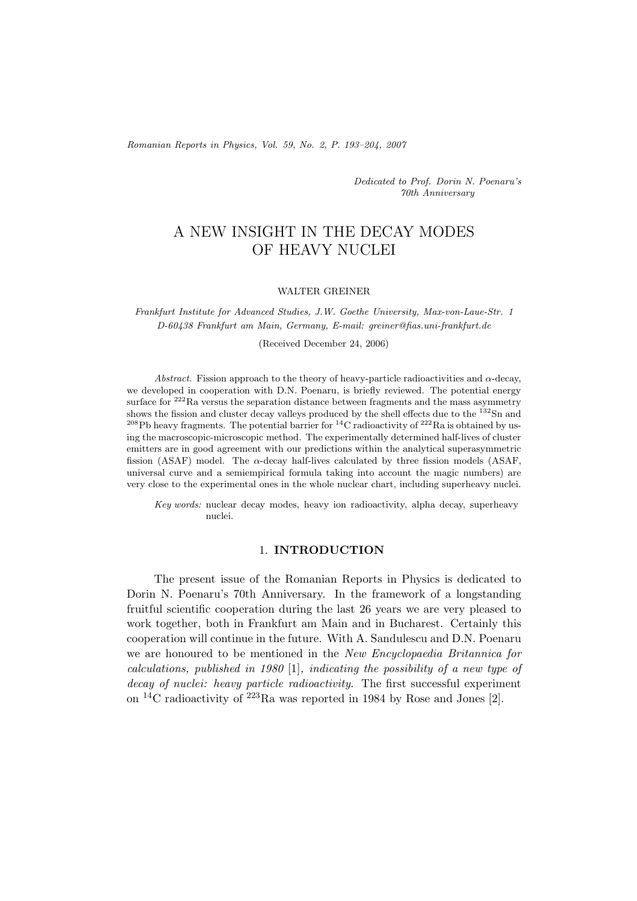*Dedicated to Prof. Dorin N. Poenaru's 70th Anniversary*

# A NEW INSIGHT IN THE DECAY MODES OF HEAVY NUCLEI

WALTER GREINER

*Frankfurt Institute for Advanced Studies, J.W. Goethe University, Max-von-Laue-Str. 1 D-60438 Frankfurt am Main, Germany, E-mail: greiner@fias.uni-frankfurt.de*

(Received December 24, 2006)

*Abstract.* Fission approach to the theory of heavy-particle radioactivities and $\alpha$-decay, we developed in cooperation with D.N. Poenaru, is briefly reviewed. The potential energy surface for $^{222}$Ra versus the separation distance between fragments and the mass asymmetry shows the fission and cluster decay valleys produced by the shell effects due to the $^{132}$Sn and $^{208}$Pb heavy fragments. The potential barrier for $^{14}$C radioactivity of $^{222}$Ra is obtained by using the macroscopic-microscopic method. The experimentally determined half-lives of cluster emitters are in good agreement with our predictions within the analytical superasymmetric fission (ASAF) model. The $\alpha$-decay half-lives calculated by three fission models (ASAF, universal curve and a semiempirical formula taking into account the magic numbers) are very close to the experimental ones in the whole nuclear chart, including superheavy nuclei.

*Key words:* nuclear decay modes, heavy ion radioactivity, alpha decay, superheavy nuclei.

## 1. INTRODUCTION

The present issue of the Romanian Reports in Physics is dedicated to Dorin N. Poenaru's 70th Anniversary. In the framework of a longstanding fruitful scientific cooperation during the last 26 years we are very pleased to work together, both in Frankfurt am Main and in Bucharest. Certainly this cooperation will continue in the future. With A. Sandulescu and D.N. Poenaru we are honoured to be mentioned in the *New Encyclopaedia Britannica for calculations, published in 1980* [1], *indicating the possibility of a new type of decay of nuclei: heavy particle radioactivity*. The first successful experiment on $^{14}$C radioactivity of $^{223}$Ra was reported in 1984 by Rose and Jones [2].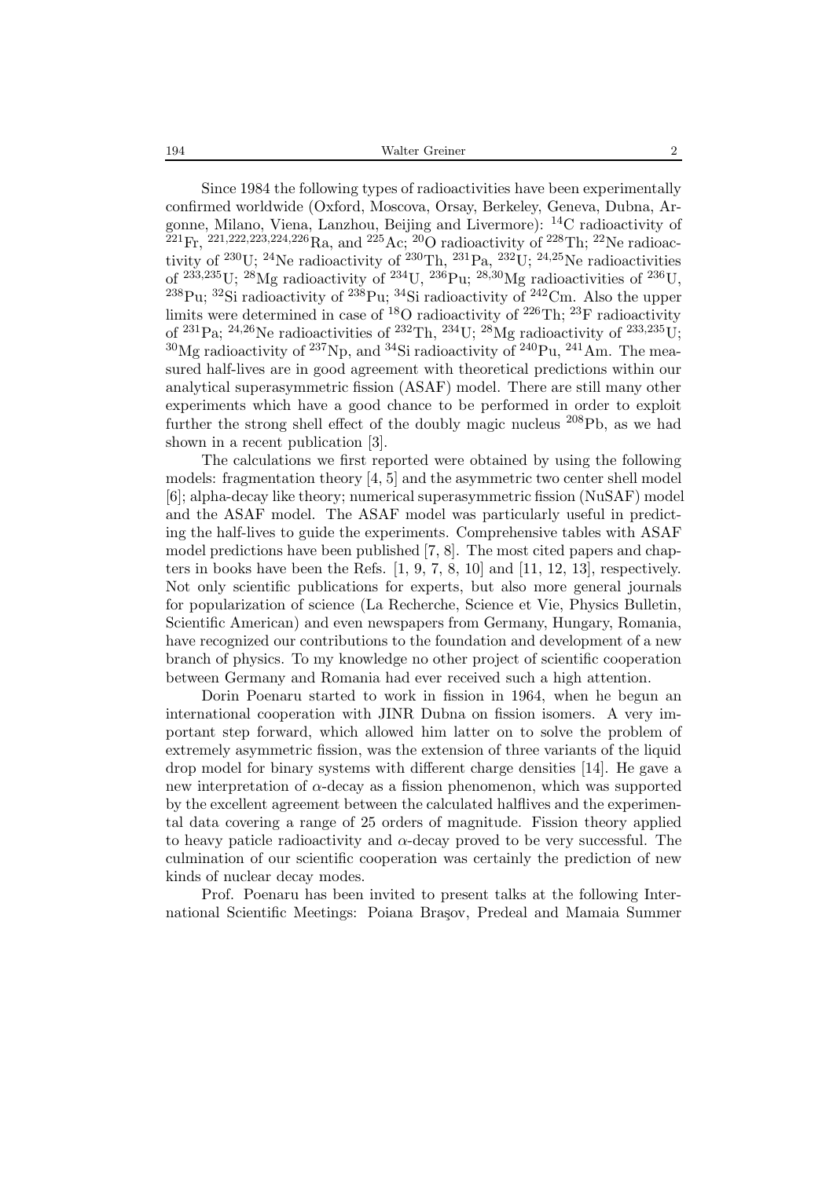Since 1984 the following types of radioactivities have been experimentally confirmed worldwide (Oxford, Moscova, Orsay, Berkeley, Geneva, Dubna, Argonne, Milano, Viena, Lanzhou, Beijing and Livermore): $^{14}$C radioactivity of $^{221}$Fr, $^{221,222,223,224,226}$Ra, and $^{225}$Ac; $^{20}$O radioactivity of $^{228}$Th; $^{22}$Ne radioactivity of $^{230}$U; $^{24}$Ne radioactivity of $^{230}$Th, $^{231}$Pa, $^{232}$U; $^{24,25}$Ne radioactivities of $^{233,235}$U; $^{28}$Mg radioactivity of $^{234}$U, $^{236}$Pu; $^{28,30}$Mg radioactivities of $^{236}$U, $^{238}$Pu; $^{32}$Si radioactivity of $^{238}$Pu; $^{34}$Si radioactivity of $^{242}$Cm. Also the upper limits were determined in case of $^{18}$O radioactivity of $^{226}$Th; $^{23}$F radioactivity of $^{231}$Pa; $^{24,26}$Ne radioactivities of $^{232}$Th, $^{234}$U; $^{28}$Mg radioactivity of $^{233,235}$U; $^{30}$Mg radioactivity of $^{237}$Np, and $^{34}$Si radioactivity of $^{240}$Pu, $^{241}$Am. The measured half-lives are in good agreement with theoretical predictions within our analytical superasymmetric fission (ASAF) model. There are still many other experiments which have a good chance to be performed in order to exploit further the strong shell effect of the doubly magic nucleus $^{208}$Pb, as we had shown in a recent publication [3].

The calculations we first reported were obtained by using the following models: fragmentation theory [4, 5] and the asymmetric two center shell model [6]; alpha-decay like theory; numerical superasymmetric fission (NuSAF) model and the ASAF model. The ASAF model was particularly useful in predicting the half-lives to guide the experiments. Comprehensive tables with ASAF model predictions have been published [7, 8]. The most cited papers and chapters in books have been the Refs. [1, 9, 7, 8, 10] and [11, 12, 13], respectively. Not only scientific publications for experts, but also more general journals for popularization of science (La Recherche, Science et Vie, Physics Bulletin, Scientific American) and even newspapers from Germany, Hungary, Romania, have recognized our contributions to the foundation and development of a new branch of physics. To my knowledge no other project of scientific cooperation between Germany and Romania had ever received such a high attention.

Dorin Poenaru started to work in fission in 1964, when he begun an international cooperation with JINR Dubna on fission isomers. A very important step forward, which allowed him latter on to solve the problem of extremely asymmetric fission, was the extension of three variants of the liquid drop model for binary systems with different charge densities [14]. He gave a new interpretation of $\alpha$-decay as a fission phenomenon, which was supported by the excellent agreement between the calculated halflives and the experimental data covering a range of 25 orders of magnitude. Fission theory applied to heavy paticle radioactivity and $\alpha$-decay proved to be very successful. The culmination of our scientific cooperation was certainly the prediction of new kinds of nuclear decay modes.

Prof. Poenaru has been invited to present talks at the following International Scientific Meetings: Poiana Braşov, Predeal and Mamaia Summer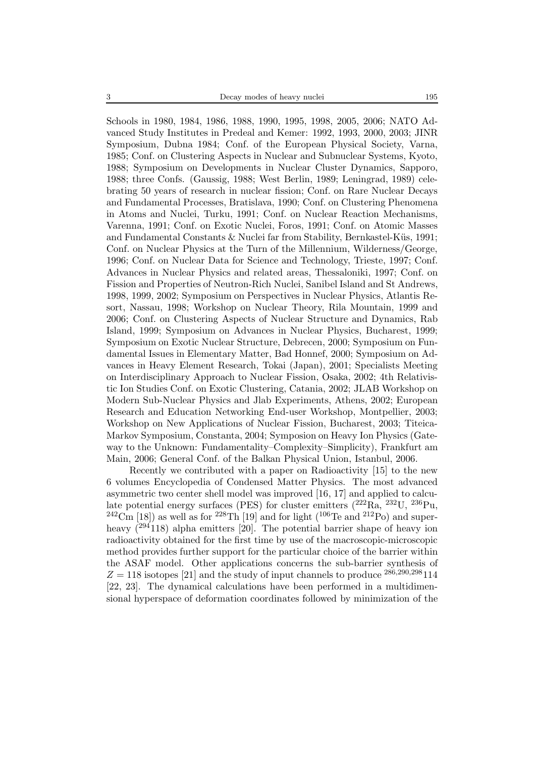Schools in 1980, 1984, 1986, 1988, 1990, 1995, 1998, 2005, 2006; NATO Advanced Study Institutes in Predeal and Kemer: 1992, 1993, 2000, 2003; JINR Symposium, Dubna 1984; Conf. of the European Physical Society, Varna, 1985; Conf. on Clustering Aspects in Nuclear and Subnuclear Systems, Kyoto, 1988; Symposium on Developments in Nuclear Cluster Dynamics, Sapporo, 1988; three Confs. (Gaussig, 1988; West Berlin, 1989; Leningrad, 1989) celebrating 50 years of research in nuclear fission; Conf. on Rare Nuclear Decays and Fundamental Processes, Bratislava, 1990; Conf. on Clustering Phenomena in Atoms and Nuclei, Turku, 1991; Conf. on Nuclear Reaction Mechanisms, Varenna, 1991; Conf. on Exotic Nuclei, Foros, 1991; Conf. on Atomic Masses and Fundamental Constants & Nuclei far from Stability, Bernkastel-Küs, 1991; Conf. on Nuclear Physics at the Turn of the Millennium, Wilderness/George, 1996; Conf. on Nuclear Data for Science and Technology, Trieste, 1997; Conf. Advances in Nuclear Physics and related areas, Thessaloniki, 1997; Conf. on Fission and Properties of Neutron-Rich Nuclei, Sanibel Island and St Andrews, 1998, 1999, 2002; Symposium on Perspectives in Nuclear Physics, Atlantis Resort, Nassau, 1998; Workshop on Nuclear Theory, Rila Mountain, 1999 and 2006; Conf. on Clustering Aspects of Nuclear Structure and Dynamics, Rab Island, 1999; Symposium on Advances in Nuclear Physics, Bucharest, 1999; Symposium on Exotic Nuclear Structure, Debrecen, 2000; Symposium on Fundamental Issues in Elementary Matter, Bad Honnef, 2000; Symposium on Advances in Heavy Element Research, Tokai (Japan), 2001; Specialists Meeting on Interdisciplinary Approach to Nuclear Fission, Osaka, 2002; 4th Relativistic Ion Studies Conf. on Exotic Clustering, Catania, 2002; JLAB Workshop on Modern Sub-Nuclear Physics and Jlab Experiments, Athens, 2002; European Research and Education Networking End-user Workshop, Montpellier, 2003; Workshop on New Applications of Nuclear Fission, Bucharest, 2003; Titeica-Markov Symposium, Constanta, 2004; Symposion on Heavy Ion Physics (Gateway to the Unknown: Fundamentality–Complexity–Simplicity), Frankfurt am Main, 2006; General Conf. of the Balkan Physical Union, Istanbul, 2006.

Recently we contributed with a paper on Radioactivity [15] to the new 6 volumes Encyclopedia of Condensed Matter Physics. The most advanced asymmetric two center shell model was improved [16, 17] and applied to calculate potential energy surfaces (PES) for cluster emitters ($^{222}$Ra, $^{232}$U, $^{236}$Pu, $^{242}$Cm [18]) as well as for $^{228}$Th [19] and for light ($^{106}$Te and $^{212}$Po) and superheavy ($^{294}$118) alpha emitters [20]. The potential barrier shape of heavy ion radioactivity obtained for the first time by use of the macroscopic-microscopic method provides further support for the particular choice of the barrier within the ASAF model. Other applications concerns the sub-barrier synthesis of $Z = 118$ isotopes [21] and the study of input channels to produce $^{286,290,298}$114 [22, 23]. The dynamical calculations have been performed in a multidimensional hyperspace of deformation coordinates followed by minimization of the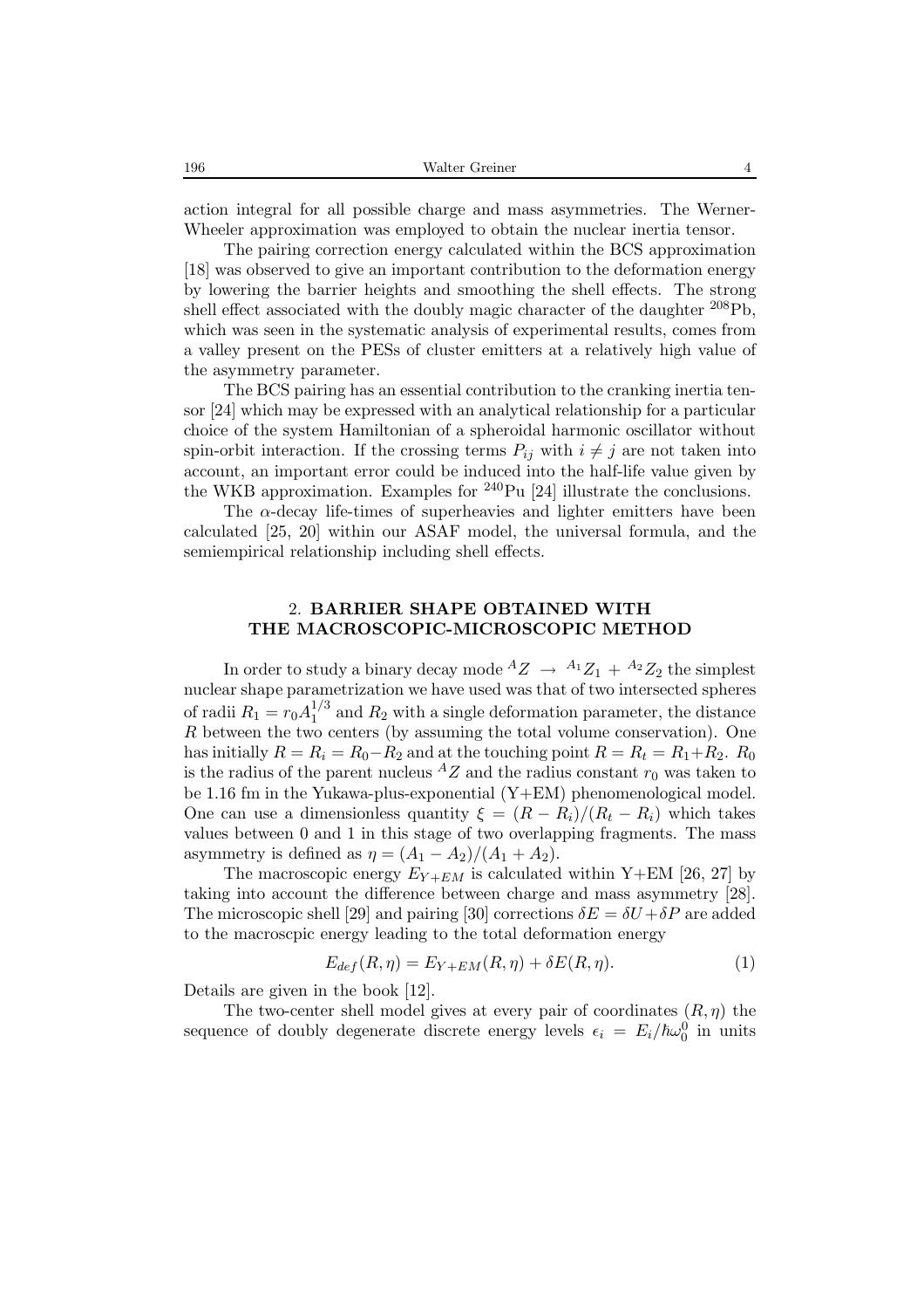action integral for all possible charge and mass asymmetries. The Werner-Wheeler approximation was employed to obtain the nuclear inertia tensor.

The pairing correction energy calculated within the BCS approximation [18] was observed to give an important contribution to the deformation energy by lowering the barrier heights and smoothing the shell effects. The strong shell effect associated with the doubly magic character of the daughter $^{208}$Pb, which was seen in the systematic analysis of experimental results, comes from a valley present on the PESs of cluster emitters at a relatively high value of the asymmetry parameter.

The BCS pairing has an essential contribution to the cranking inertia tensor [24] which may be expressed with an analytical relationship for a particular choice of the system Hamiltonian of a spheroidal harmonic oscillator without spin-orbit interaction. If the crossing terms $P_{ij}$ with $i \neq j$ are not taken into account, an important error could be induced into the half-life value given by the WKB approximation. Examples for $^{240}$Pu [24] illustrate the conclusions.

The $\alpha$-decay life-times of superheavies and lighter emitters have been calculated [25, 20] within our ASAF model, the universal formula, and the semiempirical relationship including shell effects.

## 2. BARRIER SHAPE OBTAINED WITH THE MACROSCOPIC-MICROSCOPIC METHOD

In order to study a binary decay mode ${}^{A}Z \rightarrow {}^{A_1}Z_1 + {}^{A_2}Z_2$ the simplest nuclear shape parametrization we have used was that of two intersected spheres of radii $R_1 = r_0 A_1^{1/3}$ and $R_2$ with a single deformation parameter, the distance $R$ between the two centers (by assuming the total volume conservation). One has initially $R = R_i = R_0 - R_2$ and at the touching point $R = R_t = R_1 + R_2$. $R_0$ is the radius of the parent nucleus ${}^{A}Z$ and the radius constant $r_0$ was taken to be 1.16 fm in the Yukawa-plus-exponential (Y+EM) phenomenological model. One can use a dimensionless quantity $\xi = (R - R_i)/(R_t - R_i)$ which takes values between 0 and 1 in this stage of two overlapping fragments. The mass asymmetry is defined as $\eta = (A_1 - A_2)/(A_1 + A_2)$.

The macroscopic energy $E_{Y+EM}$ is calculated within Y+EM [26, 27] by taking into account the difference between charge and mass asymmetry [28]. The microscopic shell [29] and pairing [30] corrections $\delta E = \delta U + \delta P$ are added to the macroscpic energy leading to the total deformation energy

$$E_{def}(R, \eta) = E_{Y+EM}(R, \eta) + \delta E(R, \eta). \tag{1}$$

Details are given in the book [12].

The two-center shell model gives at every pair of coordinates $(R, \eta)$ the sequence of doubly degenerate discrete energy levels $\epsilon_i = E_i/\hbar\omega_0^0$ in units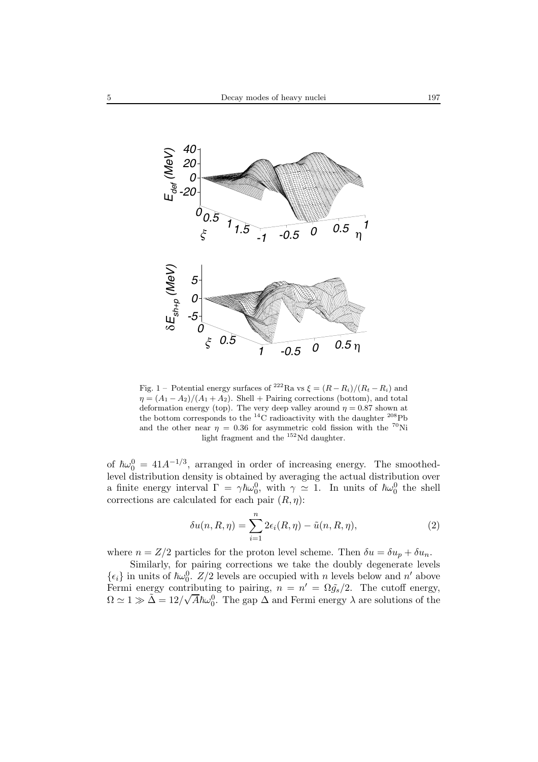Fig. 1 – Potential energy surfaces of $^{222}$Ra vs $\xi = (R - R_i)/(R_t - R_i)$ and $\eta = (A_1 - A_2)/(A_1 + A_2)$. Shell + Pairing corrections (bottom), and total deformation energy (top). The very deep valley around $\eta = 0.87$ shown at the bottom corresponds to the $^{14}$C radioactivity with the daughter $^{208}$Pb and the other near $\eta = 0.36$ for asymmetric cold fission with the $^{70}$Ni light fragment and the $^{152}$Nd daughter.

of $\hbar\omega_0^0 = 41A^{-1/3}$, arranged in order of increasing energy. The smoothed-level distribution density is obtained by averaging the actual distribution over a finite energy interval $\Gamma = \gamma\hbar\omega_0^0$, with $\gamma \simeq 1$. In units of $\hbar\omega_0^0$ the shell corrections are calculated for each pair $(R, \eta)$:

$$\delta u(n, R, \eta) = \sum_{i=1}^{n} 2\epsilon_i(R, \eta) - \tilde{u}(n, R, \eta), \tag{2}$$

where $n = Z/2$ particles for the proton level scheme. Then $\delta u = \delta u_p + \delta u_n$.

Similarly, for pairing corrections we take the doubly degenerate levels $\{\epsilon_i\}$ in units of $\hbar\omega_0^0$. $Z/2$ levels are occupied with $n$ levels below and $n'$ above Fermi energy contributing to pairing, $n = n' = \Omega\tilde{g_s}/2$. The cutoff energy, $\Omega \simeq 1 \gg \tilde{\Delta} = 12/\sqrt{A}\hbar\omega_0^0$. The gap $\Delta$ and Fermi energy $\lambda$ are solutions of the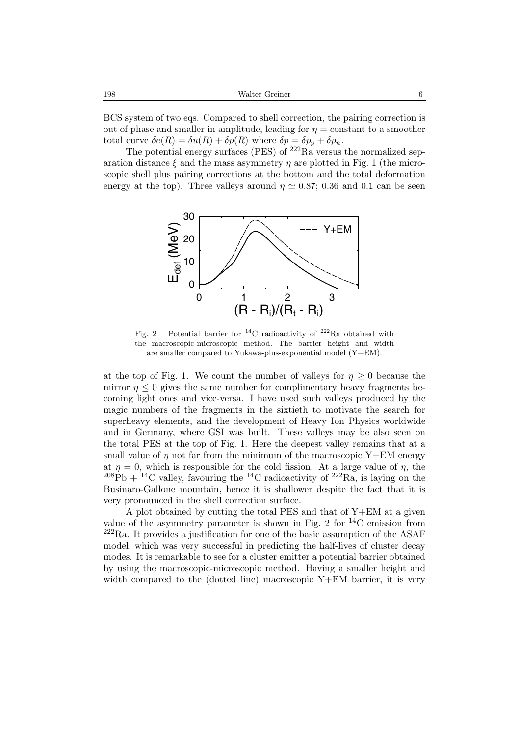BCS system of two eqs. Compared to shell correction, the pairing correction is out of phase and smaller in amplitude, leading for $\eta$ = constant to a smoother total curve $\delta e(R) = \delta u(R) + \delta p(R)$ where $\delta p = \delta p_p + \delta p_n$.

The potential energy surfaces (PES) of $^{222}$Ra versus the normalized separation distance $\xi$ and the mass asymmetry $\eta$ are plotted in Fig. 1 (the microscopic shell plus pairing corrections at the bottom and the total deformation energy at the top). Three valleys around $\eta \simeq 0.87$; 0.36 and 0.1 can be seen

Fig. 2 – Potential barrier for $^{14}$C radioactivity of $^{222}$Ra obtained with the macroscopic-microscopic method. The barrier height and width are smaller compared to Yukawa-plus-exponential model (Y+EM).

at the top of Fig. 1. We count the number of valleys for $\eta \geq 0$ because the mirror $\eta \leq 0$ gives the same number for complimentary heavy fragments becoming light ones and vice-versa. I have used such valleys produced by the magic numbers of the fragments in the sixtieth to motivate the search for superheavy elements, and the development of Heavy Ion Physics worldwide and in Germany, where GSI was built. These valleys may be also seen on the total PES at the top of Fig. 1. Here the deepest valley remains that at a small value of $\eta$ not far from the minimum of the macroscopic Y+EM energy at $\eta = 0$, which is responsible for the cold fission. At a large value of $\eta$, the $^{208}$Pb + $^{14}$C valley, favouring the $^{14}$C radioactivity of $^{222}$Ra, is laying on the Businaro-Gallone mountain, hence it is shallower despite the fact that it is very pronounced in the shell correction surface.

A plot obtained by cutting the total PES and that of Y+EM at a given value of the asymmetry parameter is shown in Fig. 2 for $^{14}$C emission from $^{222}$Ra. It provides a justification for one of the basic assumption of the ASAF model, which was very successful in predicting the half-lives of cluster decay modes. It is remarkable to see for a cluster emitter a potential barrier obtained by using the macroscopic-microscopic method. Having a smaller height and width compared to the (dotted line) macroscopic Y+EM barrier, it is very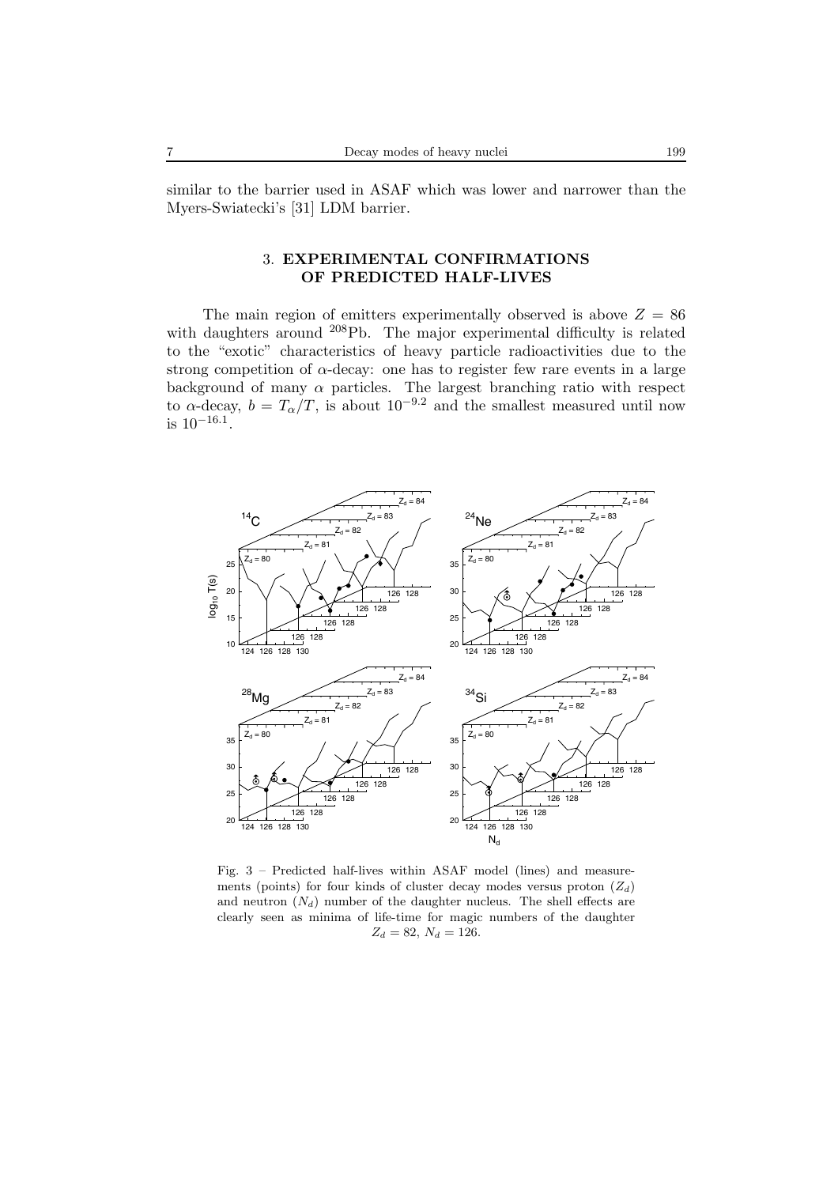similar to the barrier used in ASAF which was lower and narrower than the Myers-Swiatecki's [31] LDM barrier.

## 3. EXPERIMENTAL CONFIRMATIONS OF PREDICTED HALF-LIVES

The main region of emitters experimentally observed is above $Z = 86$ with daughters around $^{208}$Pb. The major experimental difficulty is related to the "exotic" characteristics of heavy particle radioactivities due to the strong competition of $\alpha$-decay: one has to register few rare events in a large background of many $\alpha$ particles. The largest branching ratio with respect to $\alpha$-decay, $b = T_\alpha/T$, is about $10^{-9.2}$ and the smallest measured until now is $10^{-16.1}$.

Fig. 3 – Predicted half-lives within ASAF model (lines) and measurements (points) for four kinds of cluster decay modes versus proton ($Z_d$) and neutron ($N_d$) number of the daughter nucleus. The shell effects are clearly seen as minima of life-time for magic numbers of the daughter $Z_d = 82$, $N_d = 126$.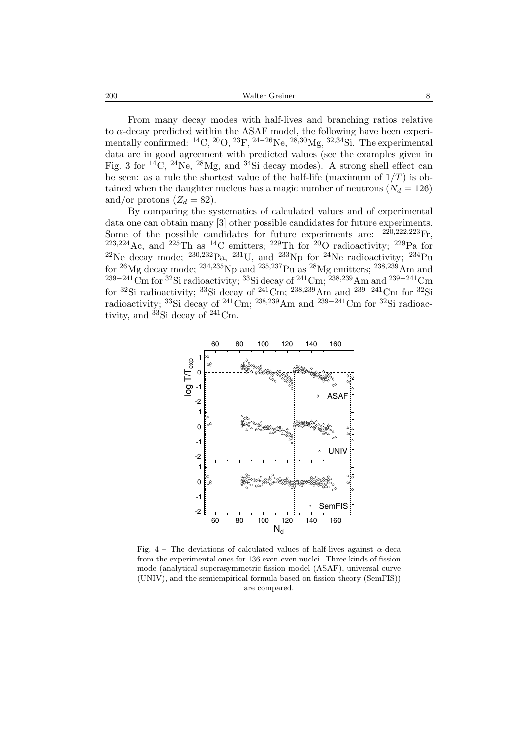From many decay modes with half-lives and branching ratios relative to $\alpha$-decay predicted within the ASAF model, the following have been experimentally confirmed: $^{14}$C, $^{20}$O, $^{23}$F, $^{24-26}$Ne, $^{28,30}$Mg, $^{32,34}$Si. The experimental data are in good agreement with predicted values (see the examples given in Fig. 3 for $^{14}$C, $^{24}$Ne, $^{28}$Mg, and $^{34}$Si decay modes). A strong shell effect can be seen: as a rule the shortest value of the half-life (maximum of $1/T$) is obtained when the daughter nucleus has a magic number of neutrons ($N_d = 126$) and/or protons ($Z_d = 82$).

By comparing the systematics of calculated values and of experimental data one can obtain many [3] other possible candidates for future experiments. Some of the possible candidates for future experiments are: $^{220,222,223}$Fr, $^{223,224}$Ac, and $^{225}$Th as $^{14}$C emitters; $^{229}$Th for $^{20}$O radioactivity; $^{229}$Pa for $^{22}$Ne decay mode; $^{230,232}$Pa, $^{231}$U, and $^{233}$Np for $^{24}$Ne radioactivity; $^{234}$Pu for $^{26}$Mg decay mode; $^{234,235}$Np and $^{235,237}$Pu as $^{28}$Mg emitters; $^{238,239}$Am and $^{239-241}$Cm for $^{32}$Si radioactivity; $^{33}$Si decay of $^{241}$Cm; $^{238,239}$Am and $^{239-241}$Cm for $^{32}$Si radioactivity; $^{33}$Si decay of $^{241}$Cm; $^{238,239}$Am and $^{239-241}$Cm for $^{32}$Si radioactivity; $^{33}$Si decay of $^{241}$Cm; $^{238,239}$Am and $^{239-241}$Cm for $^{32}$Si radioactivity, and $^{33}$Si decay of $^{241}$Cm.

Fig. 4 – The deviations of calculated values of half-lives against $\alpha$-deca from the experimental ones for 136 even-even nuclei. Three kinds of fission mode (analytical superasymmetric fission model (ASAF), universal curve (UNIV), and the semiempirical formula based on fission theory (SemFIS)) are compared.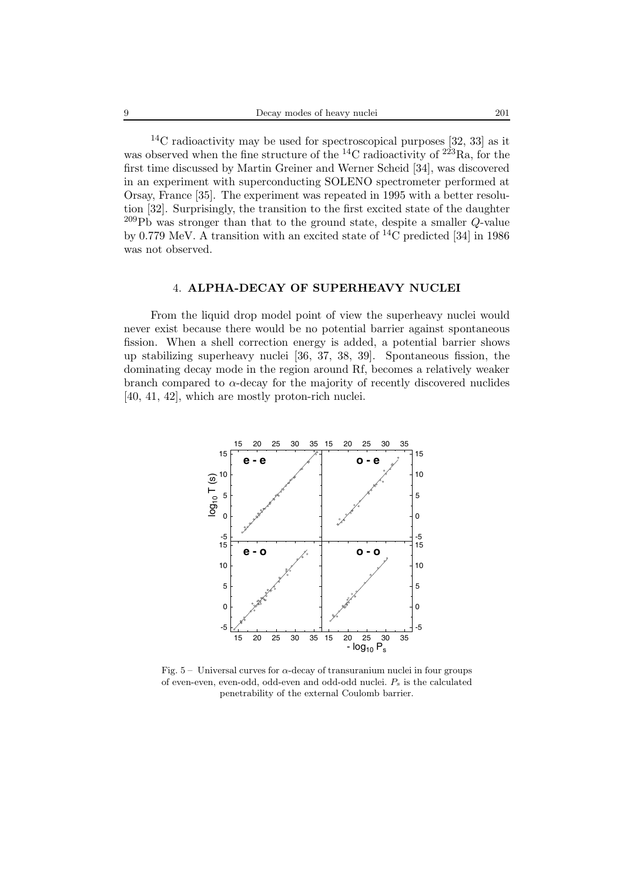$^{14}$C radioactivity may be used for spectroscopical purposes [32, 33] as it was observed when the fine structure of the $^{14}$C radioactivity of $^{223}$Ra, for the first time discussed by Martin Greiner and Werner Scheid [34], was discovered in an experiment with superconducting SOLENO spectrometer performed at Orsay, France [35]. The experiment was repeated in 1995 with a better resolution [32]. Surprisingly, the transition to the first excited state of the daughter $^{209}$Pb was stronger than that to the ground state, despite a smaller $Q$-value by 0.779 MeV. A transition with an excited state of $^{14}$C predicted [34] in 1986 was not observed.

## 4. ALPHA-DECAY OF SUPERHEAVY NUCLEI

From the liquid drop model point of view the superheavy nuclei would never exist because there would be no potential barrier against spontaneous fission. When a shell correction energy is added, a potential barrier shows up stabilizing superheavy nuclei [36, 37, 38, 39]. Spontaneous fission, the dominating decay mode in the region around Rf, becomes a relatively weaker branch compared to $\alpha$-decay for the majority of recently discovered nuclides [40, 41, 42], which are mostly proton-rich nuclei.

Fig. 5 – Universal curves for $\alpha$-decay of transuranium nuclei in four groups of even-even, even-odd, odd-even and odd-odd nuclei. $P_s$ is the calculated penetrability of the external Coulomb barrier.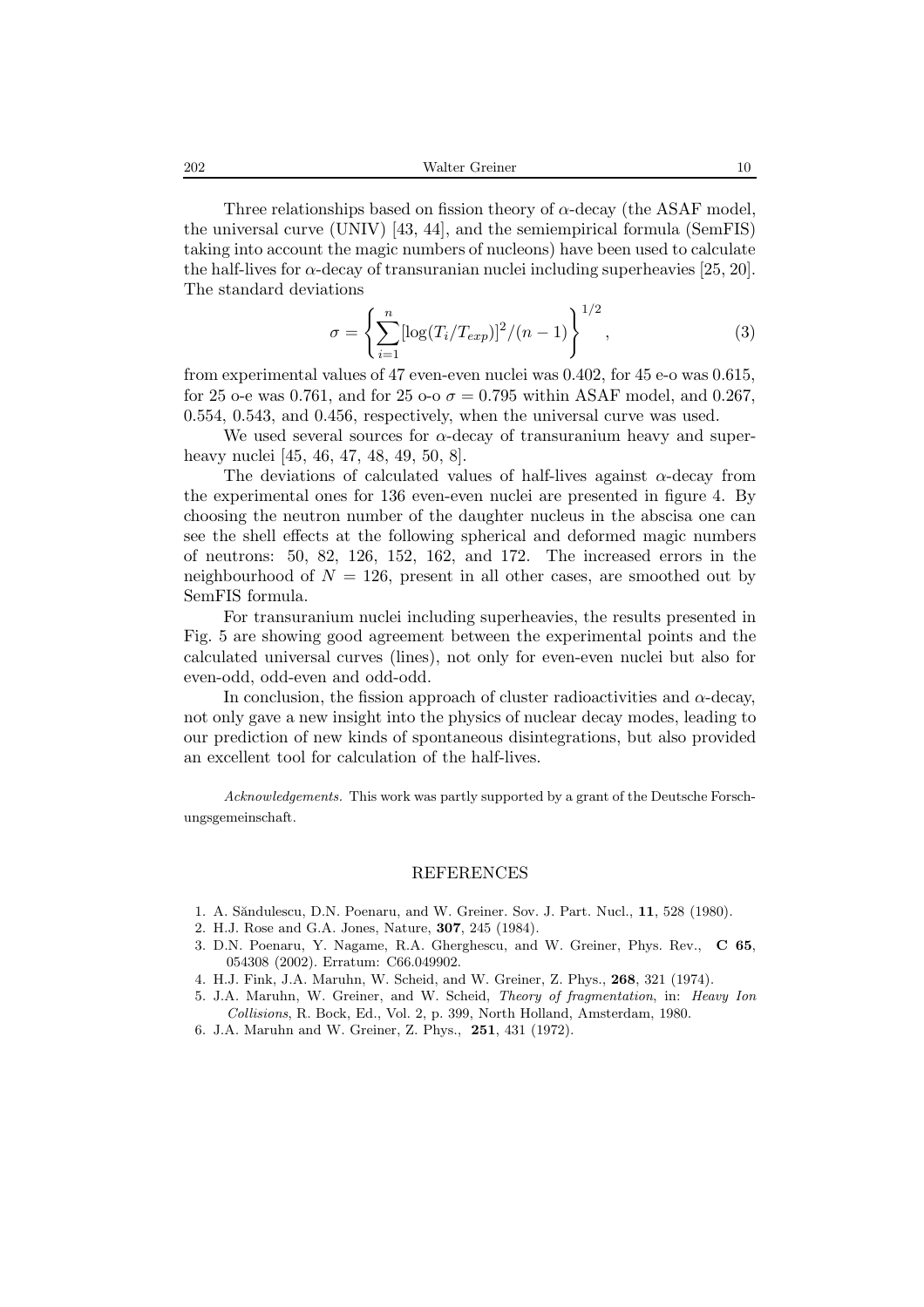Three relationships based on fission theory of $\alpha$-decay (the ASAF model, the universal curve (UNIV) [43, 44], and the semiempirical formula (SemFIS) taking into account the magic numbers of nucleons) have been used to calculate the half-lives for $\alpha$-decay of transuranian nuclei including superheavies [25, 20]. The standard deviations

$$\sigma = \left\{ \sum_{i=1}^{n} [\log(T_i/T_{exp})]^2/(n-1) \right\}^{1/2}, \tag{3}$$

from experimental values of 47 even-even nuclei was 0.402, for 45 e-o was 0.615, for 25 o-e was 0.761, and for 25 o-o $\sigma = 0.795$ within ASAF model, and 0.267, 0.554, 0.543, and 0.456, respectively, when the universal curve was used.

We used several sources for $\alpha$-decay of transuranium heavy and superheavy nuclei [45, 46, 47, 48, 49, 50, 8].

The deviations of calculated values of half-lives against $\alpha$-decay from the experimental ones for 136 even-even nuclei are presented in figure 4. By choosing the neutron number of the daughter nucleus in the abscisa one can see the shell effects at the following spherical and deformed magic numbers of neutrons: 50, 82, 126, 152, 162, and 172. The increased errors in the neighbourhood of $N = 126$, present in all other cases, are smoothed out by SemFIS formula.

For transuranium nuclei including superheavies, the results presented in Fig. 5 are showing good agreement between the experimental points and the calculated universal curves (lines), not only for even-even nuclei but also for even-odd, odd-even and odd-odd.

In conclusion, the fission approach of cluster radioactivities and $\alpha$-decay, not only gave a new insight into the physics of nuclear decay modes, leading to our prediction of new kinds of spontaneous disintegrations, but also provided an excellent tool for calculation of the half-lives.

*Acknowledgements.* This work was partly supported by a grant of the Deutsche Forschungsgemeinschaft.

## REFERENCES

1. A. Săndulescu, D.N. Poenaru, and W. Greiner. Sov. J. Part. Nucl., **11**, 528 (1980).
2. H.J. Rose and G.A. Jones, Nature, **307**, 245 (1984).
3. D.N. Poenaru, Y. Nagame, R.A. Gherghescu, and W. Greiner, Phys. Rev., **C 65**, 054308 (2002). Erratum: C66.049902.
4. H.J. Fink, J.A. Maruhn, W. Scheid, and W. Greiner, Z. Phys., **268**, 321 (1974).
5. J.A. Maruhn, W. Greiner, and W. Scheid, *Theory of fragmentation*, in: *Heavy Ion Collisions*, R. Bock, Ed., Vol. 2, p. 399, North Holland, Amsterdam, 1980.
6. J.A. Maruhn and W. Greiner, Z. Phys., **251**, 431 (1972).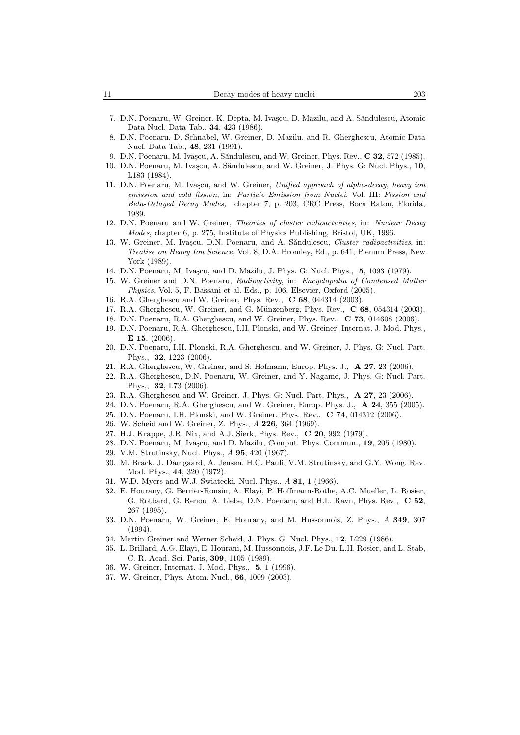7. D.N. Poenaru, W. Greiner, K. Depta, M. Ivaşcu, D. Mazilu, and A. Săndulescu, Atomic Data Nucl. Data Tab., **34**, 423 (1986).
8. D.N. Poenaru, D. Schnabel, W. Greiner, D. Mazilu, and R. Gherghescu, Atomic Data Nucl. Data Tab., **48**, 231 (1991).
9. D.N. Poenaru, M. Ivaşcu, A. Săndulescu, and W. Greiner, Phys. Rev., **C 32**, 572 (1985).
10. D.N. Poenaru, M. Ivaşcu, A. Săndulescu, and W. Greiner, J. Phys. G: Nucl. Phys., **10**, L183 (1984).
11. D.N. Poenaru, M. Ivaşcu, and W. Greiner, *Unified approach of alpha-decay, heavy ion emission and cold fission*, in: *Particle Emission from Nuclei*, Vol. III: *Fission and Beta-Delayed Decay Modes,* chapter 7, p. 203, CRC Press, Boca Raton, Florida, 1989.
12. D.N. Poenaru and W. Greiner, *Theories of cluster radioactivities*, in: *Nuclear Decay Modes*, chapter 6, p. 275, Institute of Physics Publishing, Bristol, UK, 1996.
13. W. Greiner, M. Ivaşcu, D.N. Poenaru, and A. Săndulescu, *Cluster radioactivities*, in: *Treatise on Heavy Ion Science*, Vol. 8, D.A. Bromley, Ed., p. 641, Plenum Press, New York (1989).
14. D.N. Poenaru, M. Ivaşcu, and D. Mazilu, J. Phys. G: Nucl. Phys., **5**, 1093 (1979).
15. W. Greiner and D.N. Poenaru, *Radioactivity*, in: *Encyclopedia of Condensed Matter Physics*, Vol. 5, F. Bassani et al. Eds., p. 106, Elsevier, Oxford (2005).
16. R.A. Gherghescu and W. Greiner, Phys. Rev., **C 68**, 044314 (2003).
17. R.A. Gherghescu, W. Greiner, and G. Münzenberg, Phys. Rev., **C 68**, 054314 (2003).
18. D.N. Poenaru, R.A. Gherghescu, and W. Greiner, Phys. Rev., **C 73**, 014608 (2006).
19. D.N. Poenaru, R.A. Gherghescu, I.H. Plonski, and W. Greiner, Internat. J. Mod. Phys., **E 15**, (2006).
20. D.N. Poenaru, I.H. Plonski, R.A. Gherghescu, and W. Greiner, J. Phys. G: Nucl. Part. Phys., **32**, 1223 (2006).
21. R.A. Gherghescu, W. Greiner, and S. Hofmann, Europ. Phys. J., **A 27**, 23 (2006).
22. R.A. Gherghescu, D.N. Poenaru, W. Greiner, and Y. Nagame, J. Phys. G: Nucl. Part. Phys., **32**, L73 (2006).
23. R.A. Gherghescu and W. Greiner, J. Phys. G: Nucl. Part. Phys., **A 27**, 23 (2006).
24. D.N. Poenaru, R.A. Gherghescu, and W. Greiner, Europ. Phys. J., **A 24**, 355 (2005).
25. D.N. Poenaru, I.H. Plonski, and W. Greiner, Phys. Rev., **C 74**, 014312 (2006).
26. W. Scheid and W. Greiner, Z. Phys., *A* **226**, 364 (1969).
27. H.J. Krappe, J.R. Nix, and A.J. Sierk, Phys. Rev., **C 20**, 992 (1979).
28. D.N. Poenaru, M. Ivaşcu, and D. Mazilu, Comput. Phys. Commun., **19**, 205 (1980).
29. V.M. Strutinsky, Nucl. Phys., *A* **95**, 420 (1967).
30. M. Brack, J. Damgaard, A. Jensen, H.C. Pauli, V.M. Strutinsky, and G.Y. Wong, Rev. Mod. Phys., **44**, 320 (1972).
31. W.D. Myers and W.J. Swiatecki, Nucl. Phys., *A* **81**, 1 (1966).
32. E. Hourany, G. Berrier-Ronsin, A. Elayi, P. Hoffmann-Rothe, A.C. Mueller, L. Rosier, G. Rotbard, G. Renou, A. Liebe, D.N. Poenaru, and H.L. Ravn, Phys. Rev., **C 52**, 267 (1995).
33. D.N. Poenaru, W. Greiner, E. Hourany, and M. Hussonnois, Z. Phys., *A* **349**, 307 (1994).
34. Martin Greiner and Werner Scheid, J. Phys. G: Nucl. Phys., **12**, L229 (1986).
35. L. Brillard, A.G. Elayi, E. Hourani, M. Hussonnois, J.F. Le Du, L.H. Rosier, and L. Stab, C. R. Acad. Sci. Paris, **309**, 1105 (1989).
36. W. Greiner, Internat. J. Mod. Phys., **5**, 1 (1996).
37. W. Greiner, Phys. Atom. Nucl., **66**, 1009 (2003).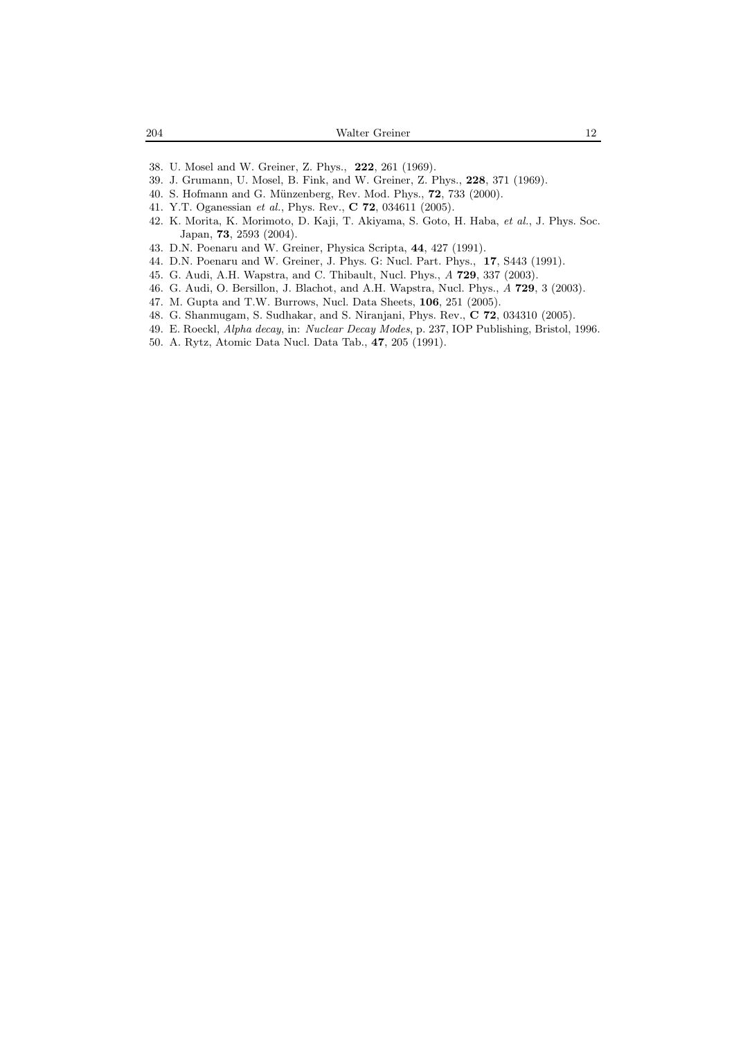38. U. Mosel and W. Greiner, Z. Phys., **222**, 261 (1969).
39. J. Grumann, U. Mosel, B. Fink, and W. Greiner, Z. Phys., **228**, 371 (1969).
40. S. Hofmann and G. Münzenberg, Rev. Mod. Phys., **72**, 733 (2000).
41. Y.T. Oganessian *et al.*, Phys. Rev., **C 72**, 034611 (2005).
42. K. Morita, K. Morimoto, D. Kaji, T. Akiyama, S. Goto, H. Haba, *et al.*, J. Phys. Soc. Japan, **73**, 2593 (2004).
43. D.N. Poenaru and W. Greiner, Physica Scripta, **44**, 427 (1991).
44. D.N. Poenaru and W. Greiner, J. Phys. G: Nucl. Part. Phys., **17**, S443 (1991).
45. G. Audi, A.H. Wapstra, and C. Thibault, Nucl. Phys., *A* **729**, 337 (2003).
46. G. Audi, O. Bersillon, J. Blachot, and A.H. Wapstra, Nucl. Phys., *A* **729**, 3 (2003).
47. M. Gupta and T.W. Burrows, Nucl. Data Sheets, **106**, 251 (2005).
48. G. Shanmugam, S. Sudhakar, and S. Niranjani, Phys. Rev., **C 72**, 034310 (2005).
49. E. Roeckl, *Alpha decay*, in: *Nuclear Decay Modes*, p. 237, IOP Publishing, Bristol, 1996.
50. A. Rytz, Atomic Data Nucl. Data Tab., **47**, 205 (1991).